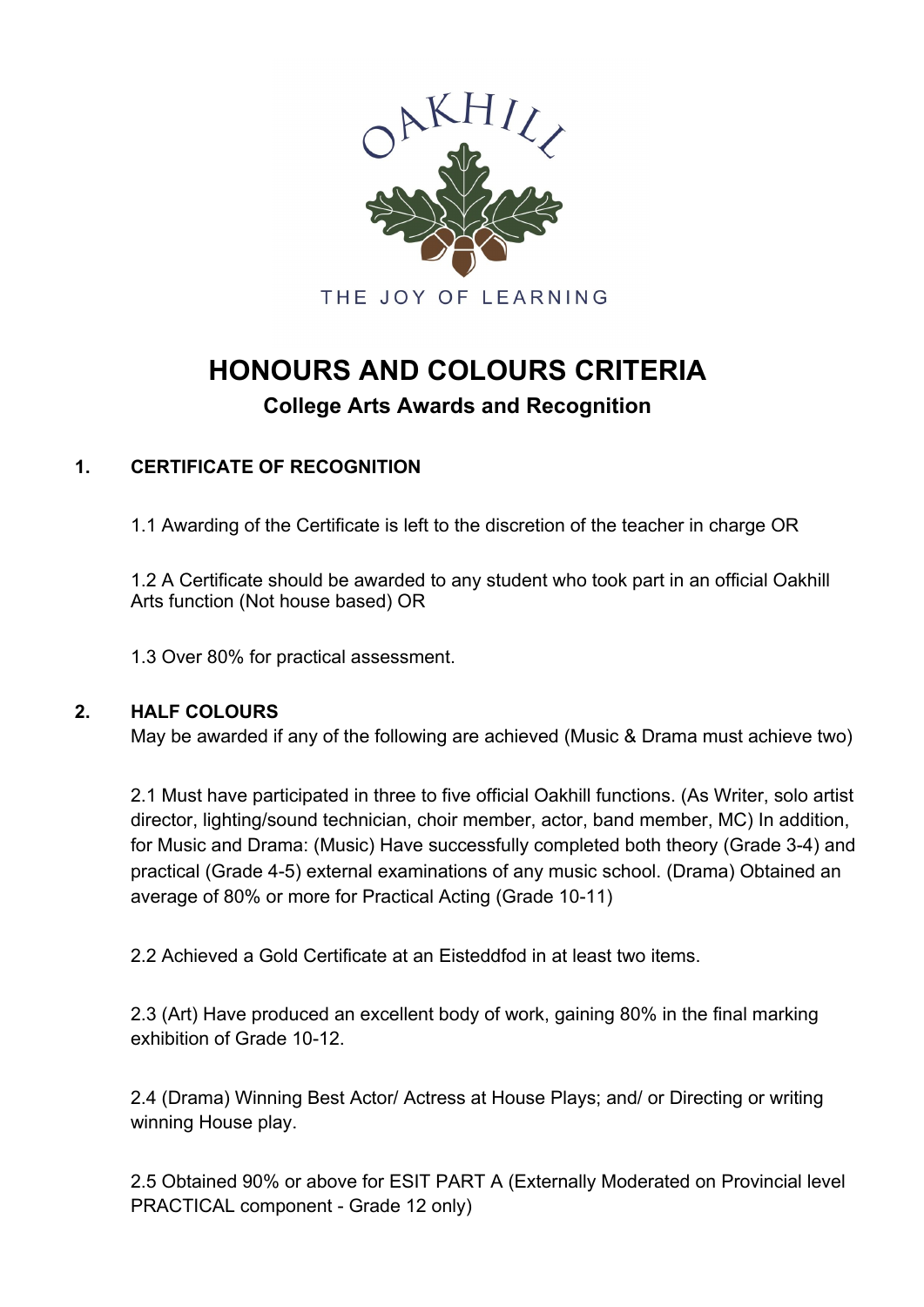OAKHILL

THE JOY OF LEARNING

# HONOURS AND COLOURS CRITERIA

## College Arts Awards and Recognition

### 1. CERTIFICATE OF RECOGNITION

1.1 Awarding of the Certificate is left to the discretion of the teacher in charge OR

1.2 A Certificate should be awarded to any student who took part in an official Oakhill Arts function (Not house based) OR

1.3 Over 80% for practical assessment.

### 2. HALF COLOURS

May be awarded if any of the following are achieved (Music & Drama must achieve two)

2.1 Must have participated in three to five official Oakhill functions. (As Writer, solo artist director, lighting/sound technician, choir member, actor, band member, MC) In addition, for Music and Drama: (Music) Have successfully completed both theory (Grade 3-4) and practical (Grade 4-5) external examinations of any music school. (Drama) Obtained an average of 80% or more for Practical Acting (Grade 10-11)

2.2 Achieved a Gold Certificate at an Eisteddfod in at least two items.

2.3 (Art) Have produced an excellent body of work, gaining 80% in the final marking exhibition of Grade 10-12.

2.4 (Drama) Winning Best Actor/ Actress at House Plays; and/ or Directing or writing winning House play.

2.5 Obtained 90% or above for ESIT PART A (Externally Moderated on Provincial level PRACTICAL component - Grade 12 only)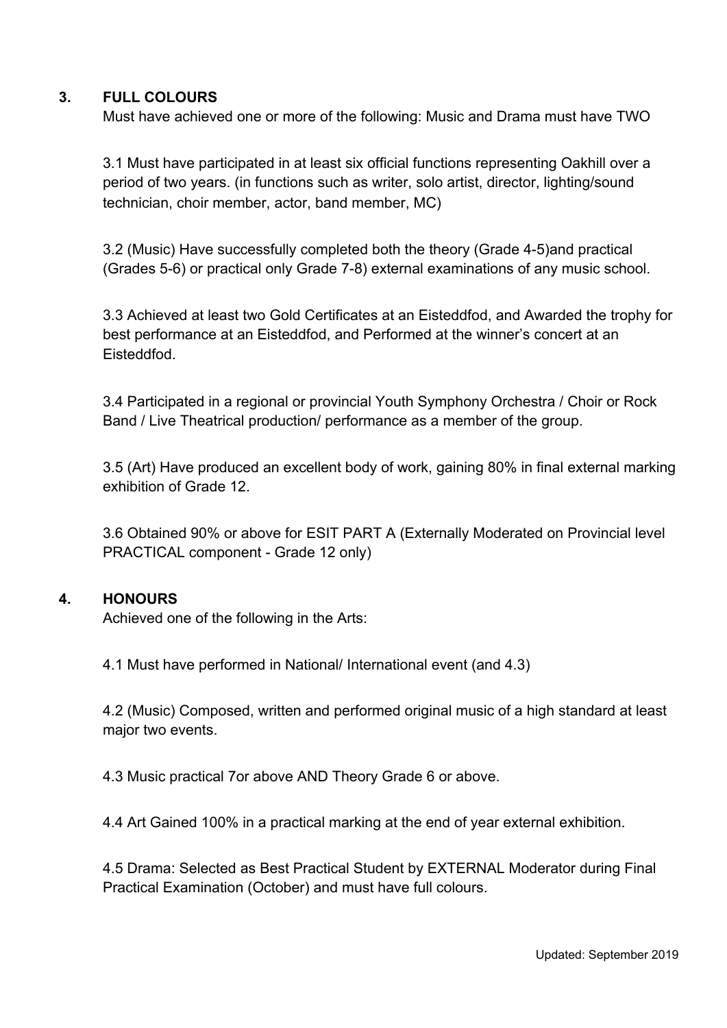## 3. FULL COLOURS

Must have achieved one or more of the following: Music and Drama must have TWO

3.1 Must have participated in at least six official functions representing Oakhill over a period of two years. (in functions such as writer, solo artist, director, lighting/sound technician, choir member, actor, band member, MC)

3.2 (Music) Have successfully completed both the theory (Grade 4-5)and practical (Grades 5-6) or practical only Grade 7-8) external examinations of any music school.

3.3 Achieved at least two Gold Certificates at an Eisteddfod, and Awarded the trophy for best performance at an Eisteddfod, and Performed at the winner's concert at an Eisteddfod.

3.4 Participated in a regional or provincial Youth Symphony Orchestra / Choir or Rock Band / Live Theatrical production/ performance as a member of the group.

3.5 (Art) Have produced an excellent body of work, gaining 80% in final external marking exhibition of Grade 12.

3.6 Obtained 90% or above for ESIT PART A (Externally Moderated on Provincial level PRACTICAL component - Grade 12 only)

## 4. HONOURS

Achieved one of the following in the Arts:

4.1 Must have performed in National/ International event (and 4.3)

4.2 (Music) Composed, written and performed original music of a high standard at least major two events.

4.3 Music practical 7or above AND Theory Grade 6 or above.

4.4 Art Gained 100% in a practical marking at the end of year external exhibition.

4.5 Drama: Selected as Best Practical Student by EXTERNAL Moderator during Final Practical Examination (October) and must have full colours.

Updated: September 2019